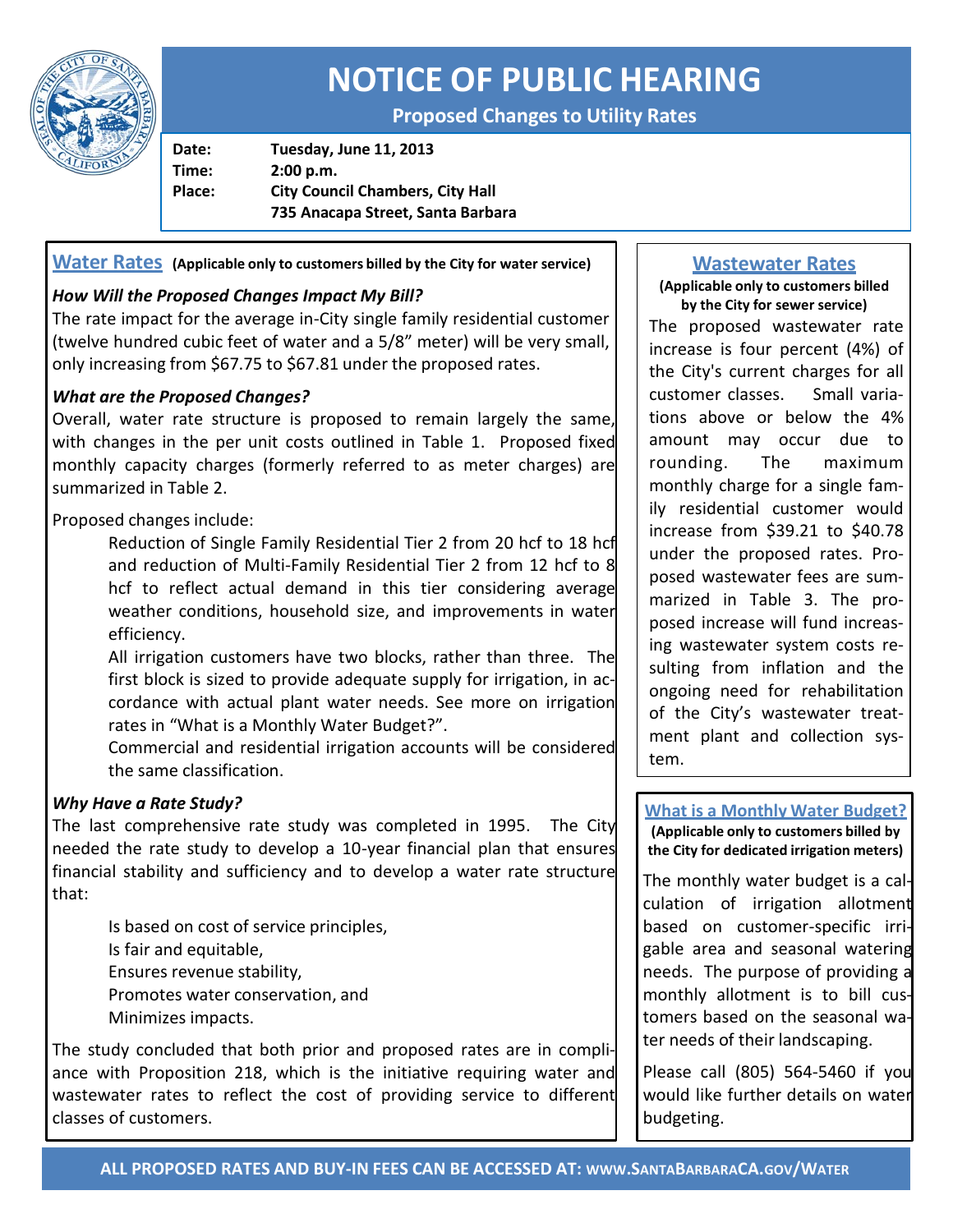# NOTICE OF PUBLIC HEARING

**Proposed Changes to Utility Rates**

**Date:** Tuesday, June 11, 2013
**Time:** 2:00 p.m.
**Place:** City Council Chambers, City Hall
735 Anacapa Street, Santa Barbara

## Water Rates **(Applicable only to customers billed by the City for water service)**

### *How Will the Proposed Changes Impact My Bill?*

The rate impact for the average in-City single family residential customer (twelve hundred cubic feet of water and a 5/8" meter) will be very small, only increasing from $67.75 to $67.81 under the proposed rates.

### *What are the Proposed Changes?*

Overall, water rate structure is proposed to remain largely the same, with changes in the per unit costs outlined in Table 1. Proposed fixed monthly capacity charges (formerly referred to as meter charges) are summarized in Table 2.

Proposed changes include:

- Reduction of Single Family Residential Tier 2 from 20 hcf to 18 hcf and reduction of Multi-Family Residential Tier 2 from 12 hcf to 8 hcf to reflect actual demand in this tier considering average weather conditions, household size, and improvements in water efficiency.
- All irrigation customers have two blocks, rather than three. The first block is sized to provide adequate supply for irrigation, in accordance with actual plant water needs. See more on irrigation rates in "What is a Monthly Water Budget?".
- Commercial and residential irrigation accounts will be considered the same classification.

### *Why Have a Rate Study?*

The last comprehensive rate study was completed in 1995. The City needed the rate study to develop a 10-year financial plan that ensures financial stability and sufficiency and to develop a water rate structure that:

- Is based on cost of service principles,
- Is fair and equitable,
- Ensures revenue stability,
- Promotes water conservation, and
- Minimizes impacts.

The study concluded that both prior and proposed rates are in compliance with Proposition 218, which is the initiative requiring water and wastewater rates to reflect the cost of providing service to different classes of customers.

## Wastewater Rates

**(Applicable only to customers billed by the City for sewer service)**

The proposed wastewater rate increase is four percent (4%) of the City's current charges for all customer classes. Small variations above or below the 4% amount may occur due to rounding. The maximum monthly charge for a single family residential customer would increase from $39.21 to $40.78 under the proposed rates. Proposed wastewater fees are summarized in Table 3. The proposed increase will fund increasing wastewater system costs resulting from inflation and the ongoing need for rehabilitation of the City's wastewater treatment plant and collection system.

## What is a Monthly Water Budget?

**(Applicable only to customers billed by the City for dedicated irrigation meters)**

The monthly water budget is a calculation of irrigation allotment based on customer-specific irrigable area and seasonal watering needs. The purpose of providing a monthly allotment is to bill customers based on the seasonal water needs of their landscaping.

Please call (805) 564-5460 if you would like further details on water budgeting.

**ALL PROPOSED RATES AND BUY-IN FEES CAN BE ACCESSED AT: WWW.SANTABARBARACA.GOV/WATER**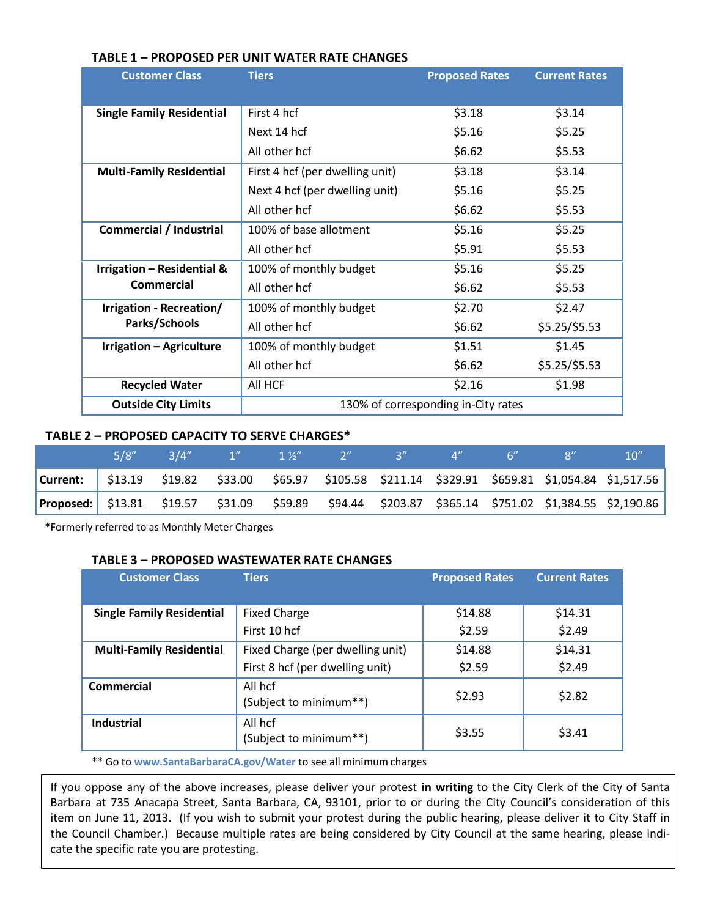### TABLE 1 – PROPOSED PER UNIT WATER RATE CHANGES

| Customer Class | Tiers | Proposed Rates | Current Rates |
|---|---|---|---|
| **Single Family Residential** | First 4 hcf | $3.18 | $3.14 |
| | Next 14 hcf | $5.16 | $5.25 |
| | All other hcf | $6.62 | $5.53 |
| **Multi-Family Residential** | First 4 hcf (per dwelling unit) | $3.18 | $3.14 |
| | Next 4 hcf (per dwelling unit) | $5.16 | $5.25 |
| | All other hcf | $6.62 | $5.53 |
| **Commercial / Industrial** | 100% of base allotment | $5.16 | $5.25 |
| | All other hcf | $5.91 | $5.53 |
| **Irrigation – Residential & Commercial** | 100% of monthly budget | $5.16 | $5.25 |
| | All other hcf | $6.62 | $5.53 |
| **Irrigation - Recreation/ Parks/Schools** | 100% of monthly budget | $2.70 | $2.47 |
| | All other hcf | $6.62 | $5.25/$5.53 |
| **Irrigation – Agriculture** | 100% of monthly budget | $1.51 | $1.45 |
| | All other hcf | $6.62 | $5.25/$5.53 |
| **Recycled Water** | All HCF | $2.16 | $1.98 |
| **Outside City Limits** | 130% of corresponding in-City rates | | |

### TABLE 2 – PROPOSED CAPACITY TO SERVE CHARGES*

| | 5/8″ | 3/4″ | 1″ | 1 ½″ | 2″ | 3″ | 4″ | 6″ | 8″ | 10″ |
|---|---|---|---|---|---|---|---|---|---|---|
| **Current:** | $13.19 | $19.82 | $33.00 | $65.97 | $105.58 | $211.14 | $329.91 | $659.81 | $1,054.84 | $1,517.56 |
| **Proposed:** | $13.81 | $19.57 | $31.09 | $59.89 | $94.44 | $203.87 | $365.14 | $751.02 | $1,384.55 | $2,190.86 |

*Formerly referred to as Monthly Meter Charges

### TABLE 3 – PROPOSED WASTEWATER RATE CHANGES

| Customer Class | Tiers | Proposed Rates | Current Rates |
|---|---|---|---|
| **Single Family Residential** | Fixed Charge | $14.88 | $14.31 |
| | First 10 hcf | $2.59 | $2.49 |
| **Multi-Family Residential** | Fixed Charge (per dwelling unit) | $14.88 | $14.31 |
| | First 8 hcf (per dwelling unit) | $2.59 | $2.49 |
| **Commercial** | All hcf (Subject to minimum**) | $2.93 | $2.82 |
| **Industrial** | All hcf (Subject to minimum**) | $3.55 | $3.41 |

** Go to www.SantaBarbaraCA.gov/Water to see all minimum charges

If you oppose any of the above increases, please deliver your protest **in writing** to the City Clerk of the City of Santa Barbara at 735 Anacapa Street, Santa Barbara, CA, 93101, prior to or during the City Council's consideration of this item on June 11, 2013. (If you wish to submit your protest during the public hearing, please deliver it to City Staff in the Council Chamber.) Because multiple rates are being considered by City Council at the same hearing, please indicate the specific rate you are protesting.